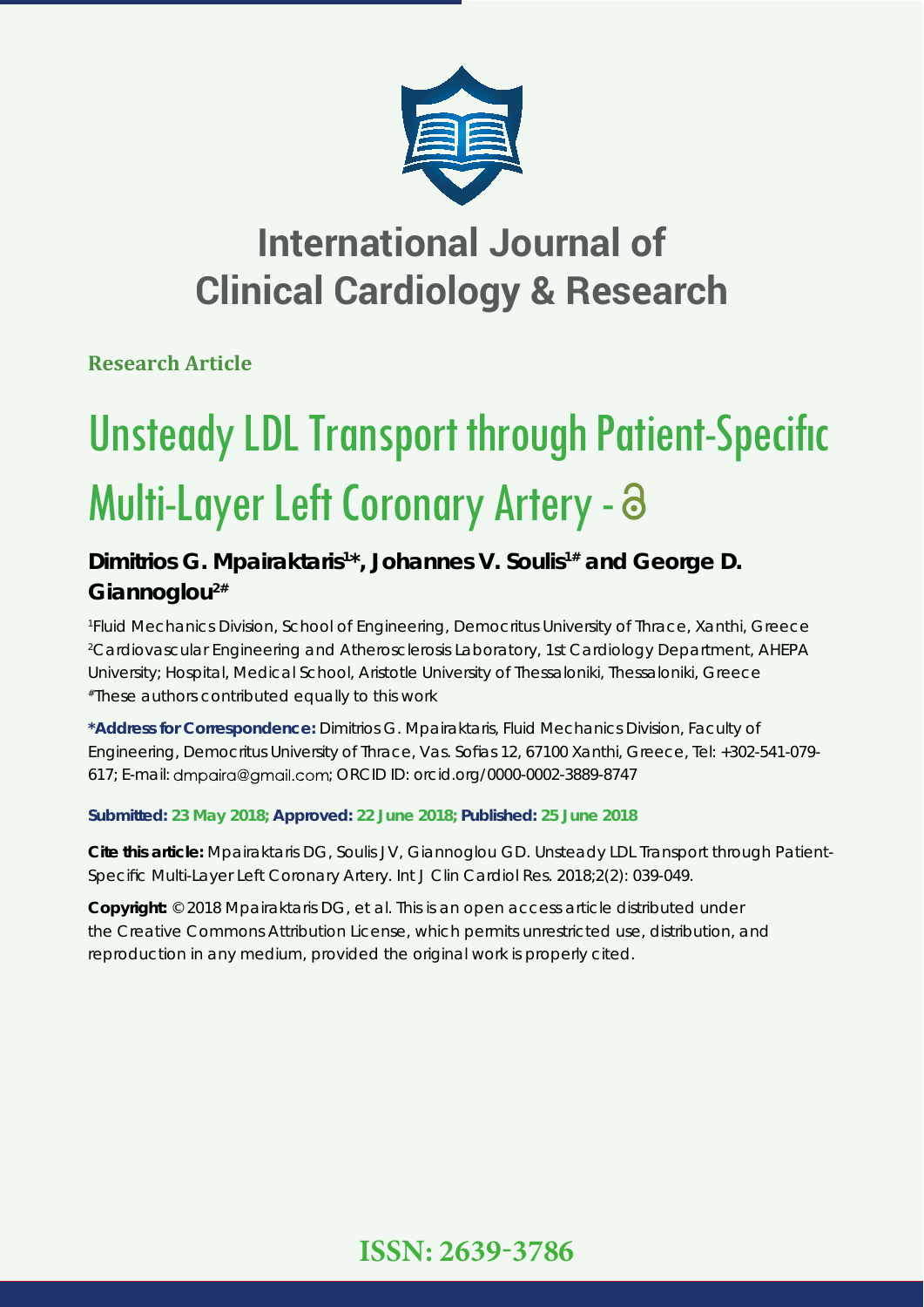# International Journal of Clinical Cardiology & Research

**Research Article**

# Unsteady LDL Transport through Patient-Specific Multi-Layer Left Coronary Artery

**Dimitrios G. Mpairaktaris[1]*, Johannes V. Soulis[1#] and George D. Giannoglou[2#]**

[1]Fluid Mechanics Division, School of Engineering, Democritus University of Thrace, Xanthi, Greece
[2]Cardiovascular Engineering and Atherosclerosis Laboratory, 1st Cardiology Department, AHEPA University; Hospital, Medical School, Aristotle University of Thessaloniki, Thessaloniki, Greece
[#]These authors contributed equally to this work

**\*Address for Correspondence:** Dimitrios G. Mpairaktaris, Fluid Mechanics Division, Faculty of Engineering, Democritus University of Thrace, Vas. Sofias 12, 67100 Xanthi, Greece, Tel: +302-541-079-617; E-mail: dmpaira@gmail.com; ORCID ID: orcid.org/0000-0002-3889-8747

**Submitted: 23 May 2018; Approved: 22 June 2018; Published: 25 June 2018**

**Cite this article:** Mpairaktaris DG, Soulis JV, Giannoglou GD. Unsteady LDL Transport through Patient-Specific Multi-Layer Left Coronary Artery. Int J Clin Cardiol Res. 2018;2(2): 039-049.

**Copyright:** © 2018 Mpairaktaris DG, et al. This is an open access article distributed under the Creative Commons Attribution License, which permits unrestricted use, distribution, and reproduction in any medium, provided the original work is properly cited.

**ISSN: 2639-3786**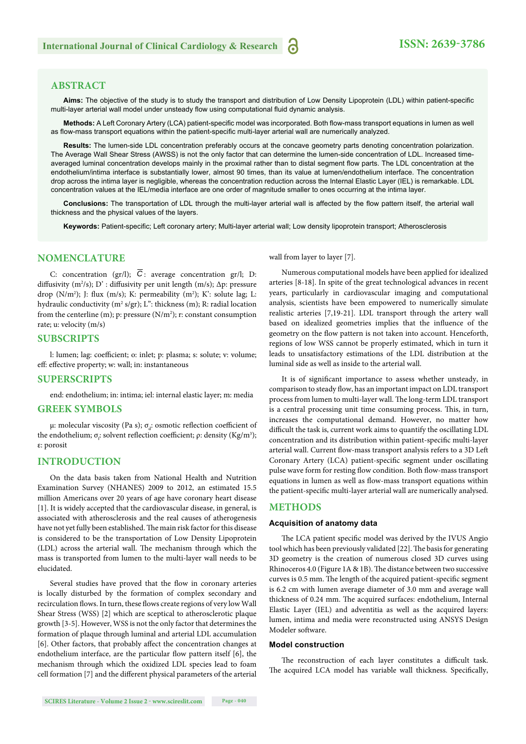## ABSTRACT

**Aims:** The objective of the study is to study the transport and distribution of Low Density Lipoprotein (LDL) within patient-specific multi-layer arterial wall model under unsteady flow using computational fluid dynamic analysis.

**Methods:** A Left Coronary Artery (LCA) patient-specific model was incorporated. Both flow-mass transport equations in lumen as well as flow-mass transport equations within the patient-specific multi-layer arterial wall are numerically analyzed.

**Results:** The lumen-side LDL concentration preferably occurs at the concave geometry parts denoting concentration polarization. The Average Wall Shear Stress (AWSS) is not the only factor that can determine the lumen-side concentration of LDL. Increased time-averaged luminal concentration develops mainly in the proximal rather than to distal segment flow parts. The LDL concentration at the endothelium/intima interface is substantially lower, almost 90 times, than its value at lumen/endothelium interface. The concentration drop across the intima layer is negligible, whereas the concentration reduction across the Internal Elastic Layer (IEL) is remarkable. LDL concentration values at the IEL/media interface are one order of magnitude smaller to ones occurring at the intima layer.

**Conclusions:** The transportation of LDL through the multi-layer arterial wall is affected by the flow pattern itself, the arterial wall thickness and the physical values of the layers.

**Keywords:** Patient-specific; Left coronary artery; Multi-layer arterial wall; Low density lipoprotein transport; Atherosclerosis

## NOMENCLATURE

C: concentration (gr/l); $\overline{C}$: average concentration gr/l; D: diffusivity ($m^2/s$); D' : diffusivity per unit length (m/s); Δp: pressure drop ($N/m^2$); J: flux (m/s); K: permeability ($m^2$); K': solute lag; L: hydraulic conductivity ($m^2$ s/gr); L'': thickness (m); R: radial location from the centerline (m); p: pressure ($N/m^2$); r: constant consumption rate; u: velocity (m/s)

## SUBSCRIPTS

l: lumen; lag: coefficient; o: inlet; p: plasma; s: solute; v: volume; eff: effective property; w: wall; in: instantaneous

## SUPERSCRIPTS

end: endothelium; in: intima; iel: internal elastic layer; m: media

## GREEK SYMBOLS

μ: molecular viscosity (Pa s); $\sigma_d$: osmotic reflection coefficient of the endothelium; $\sigma_f$: solvent reflection coefficient; ρ: density ($Kg/m^3$); ε: porosit

## INTRODUCTION

On the data basis taken from National Health and Nutrition Examination Survey (NHANES) 2009 to 2012, an estimated 15.5 million Americans over 20 years of age have coronary heart disease [1]. It is widely accepted that the cardiovascular disease, in general, is associated with atherosclerosis and the real causes of atherogenesis have not yet fully been established. The main risk factor for this disease is considered to be the transportation of Low Density Lipoprotein (LDL) across the arterial wall. The mechanism through which the mass is transported from lumen to the multi-layer wall needs to be elucidated.

Several studies have proved that the flow in coronary arteries is locally disturbed by the formation of complex secondary and recirculation flows. In turn, these flows create regions of very low Wall Shear Stress (WSS) [2] which are sceptical to atherosclerotic plaque growth [3-5]. However, WSS is not the only factor that determines the formation of plaque through luminal and arterial LDL accumulation [6]. Other factors, that probably affect the concentration changes at endothelium interface, are the particular flow pattern itself [6], the mechanism through which the oxidized LDL species lead to foam cell formation [7] and the different physical parameters of the arterial wall from layer to layer [7].

Numerous computational models have been applied for idealized arteries [8-18]. In spite of the great technological advances in recent years, particularly in cardiovascular imaging and computational analysis, scientists have been empowered to numerically simulate realistic arteries [7,19-21]. LDL transport through the artery wall based on idealized geometries implies that the influence of the geometry on the flow pattern is not taken into account. Henceforth, regions of low WSS cannot be properly estimated, which in turn it leads to unsatisfactory estimations of the LDL distribution at the luminal side as well as inside to the arterial wall.

It is of significant importance to assess whether unsteady, in comparison to steady flow, has an important impact on LDL transport process from lumen to multi-layer wall. The long-term LDL transport is a central processing unit time consuming process. This, in turn, increases the computational demand. However, no matter how difficult the task is, current work aims to quantify the oscillating LDL concentration and its distribution within patient-specific multi-layer arterial wall. Current flow-mass transport analysis refers to a 3D Left Coronary Artery (LCA) patient-specific segment under oscillating pulse wave form for resting flow condition. Both flow-mass transport equations in lumen as well as flow-mass transport equations within the patient-specific multi-layer arterial wall are numerically analysed.

## METHODS

### Acquisition of anatomy data

The LCA patient specific model was derived by the IVUS Angio tool which has been previously validated [22]. The basis for generating 3D geometry is the creation of numerous closed 3D curves using Rhinoceros 4.0 (Figure 1A & 1B). The distance between two successive curves is 0.5 mm. The length of the acquired patient-specific segment is 6.2 cm with lumen average diameter of 3.0 mm and average wall thickness of 0.24 mm. The acquired surfaces: endothelium, Internal Elastic Layer (IEL) and adventitia as well as the acquired layers: lumen, intima and media were reconstructed using ANSYS Design Modeler software.

### Model construction

The reconstruction of each layer constitutes a difficult task. The acquired LCA model has variable wall thickness. Specifically,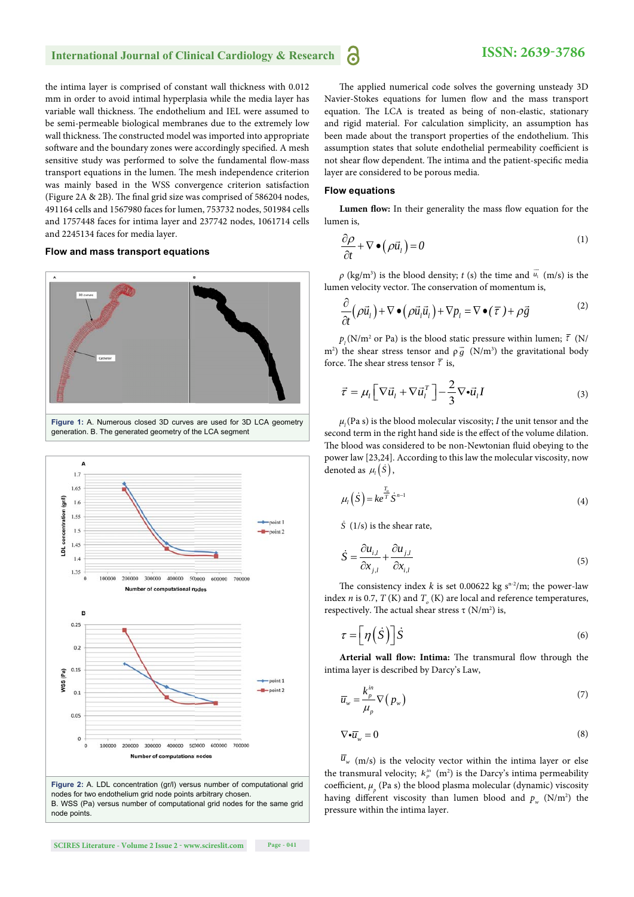the intima layer is comprised of constant wall thickness with 0.012 mm in order to avoid intimal hyperplasia while the media layer has variable wall thickness. The endothelium and IEL were assumed to be semi-permeable biological membranes due to the extremely low wall thickness. The constructed model was imported into appropriate software and the boundary zones were accordingly specified. A mesh sensitive study was performed to solve the fundamental flow-mass transport equations in the lumen. The mesh independence criterion was mainly based in the WSS convergence criterion satisfaction (Figure 2A & 2B). The final grid size was comprised of 586204 nodes, 491164 cells and 1567980 faces for lumen, 753732 nodes, 501984 cells and 1757448 faces for intima layer and 237742 nodes, 1061714 cells and 2245134 faces for media layer.

## Flow and mass transport equations

Figure 1: A. Numerous closed 3D curves are used for 3D LCA geometry generation. B. The generated geometry of the LCA segment

Figure 2: A. LDL concentration (gr/l) versus number of computational grid nodes for two endothelium grid node points arbitrary chosen.
B. WSS (Pa) versus number of computational grid nodes for the same grid node points.

The applied numerical code solves the governing unsteady 3D Navier-Stokes equations for lumen flow and the mass transport equation. The LCA is treated as being of non-elastic, stationary and rigid material. For calculation simplicity, an assumption has been made about the transport properties of the endothelium. This assumption states that solute endothelial permeability coefficient is not shear flow dependent. The intima and the patient-specific media layer are considered to be porous media.

### Flow equations

**Lumen flow:** In their generality the mass flow equation for the lumen is,

$$\frac{\partial \rho}{\partial t} + \nabla \bullet \left( \rho \vec{u}_l \right) = 0 \tag{1}$$

$\rho$ (kg/m$^3$) is the blood density; $t$ (s) the time and $\vec{u}_l$ (m/s) is the lumen velocity vector. The conservation of momentum is,

$$\frac{\partial}{\partial t}\left( \rho \vec{u}_l \right) + \nabla \bullet \left( \rho \vec{u}_l \vec{u}_l \right) + \nabla p_l = \nabla \bullet \left( \bar{\tau} \right) + \rho \vec{g} \tag{2}$$

$p_l$ (N/m$^2$ or Pa) is the blood static pressure within lumen; $\bar{\tau}$ (N/m$^2$) the shear stress tensor and $\rho \vec{g}$ (N/m$^3$) the gravitational body force. The shear stress tensor $\bar{\tau}$ is,

$$\bar{\tau} = \mu_l \left[ \nabla \vec{u}_l + \nabla \vec{u}_l^T \right] - \frac{2}{3} \nabla \bullet \vec{u}_l I \tag{3}$$

$\mu_l$ (Pa s) is the blood molecular viscosity; $I$ the unit tensor and the second term in the right hand side is the effect of the volume dilation. The blood was considered to be non-Newtonian fluid obeying to the power law [23,24]. According to this law the molecular viscosity, now denoted as $\mu_l\left(\dot{S}\right)$,

$$\mu_l\left(\dot{S}\right) = k e^{\frac{T_o}{T}} \dot{S}^{n-1} \tag{4}$$

$\dot{S}$ (1/s) is the shear rate,

$$\dot{S} = \frac{\partial u_{i,l}}{\partial x_{j,l}} + \frac{\partial u_{j,l}}{\partial x_{i,l}} \tag{5}$$

The consistency index $k$ is set 0.00622 kg s$^{n-2}$/m; the power-law index $n$ is 0.7, $T$ (K) and $T_o$ (K) are local and reference temperatures, respectively. The actual shear stress $\tau$ (N/m$^2$) is,

$$\tau = \left[ \eta\left(\dot{S}\right) \right] \dot{S} \tag{6}$$

**Arterial wall flow: Intima:** The transmural flow through the intima layer is described by Darcy's Law,

$$\overline{u}_w = \frac{k_p^{in}}{\mu_p} \nabla \left( p_w \right) \tag{7}$$

$$\nabla \bullet \overline{u}_w = 0 \tag{8}$$

$\overline{u}_w$ (m/s) is the velocity vector within the intima layer or else the transmural velocity; $k_p^{in}$ (m$^2$) is the Darcy's intima permeability coefficient, $\mu_p$ (Pa s) the blood plasma molecular (dynamic) viscosity having different viscosity than lumen blood and $p_w$ (N/m$^2$) the pressure within the intima layer.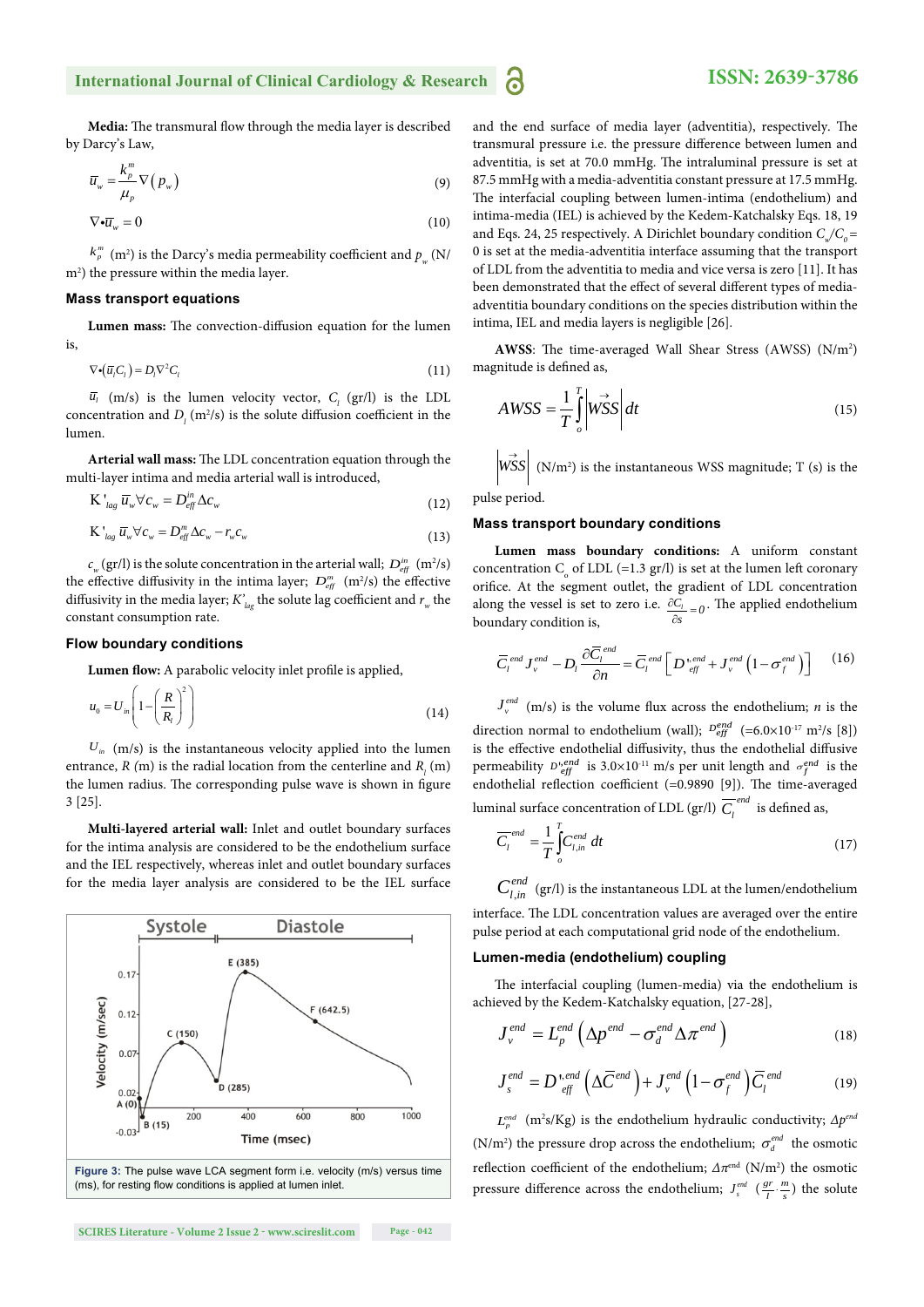**Media:** The transmural flow through the media layer is described by Darcy's Law,

$$\overline{u}_w = \frac{k_p^m}{\mu_p}\nabla\left(p_w\right) \tag{9}$$

$$\nabla \bullet \overline{u}_w = 0 \tag{10}$$

$k_p^m$ (m²) is the Darcy's media permeability coefficient and $p_w$ (N/m²) the pressure within the media layer.

### Mass transport equations

**Lumen mass:** The convection-diffusion equation for the lumen is,

$$\nabla \bullet \left(\overline{u}_l C_l\right) = D_l \nabla^2 C_l \tag{11}$$

$\overline{u}_l$ (m/s) is the lumen velocity vector, $C_l$ (gr/l) is the LDL concentration and $D_l$ (m²/s) is the solute diffusion coefficient in the lumen.

**Arterial wall mass:** The LDL concentration equation through the multi-layer intima and media arterial wall is introduced,

$$\mathrm{K}'_{lag}\, \overline{u}_w \forall c_w = D_{eff}^{in} \Delta c_w \tag{12}$$

$$\mathrm{K}'_{lag}\, \overline{u}_w \forall c_w = D_{eff}^{m} \Delta c_w - r_w c_w \tag{13}$$

$c_w$ (gr/l) is the solute concentration in the arterial wall; $D_{eff}^{in}$ (m²/s) the effective diffusivity in the intima layer; $D_{eff}^{m}$ (m²/s) the effective diffusivity in the media layer; $K'_{lag}$ the solute lag coefficient and $r_w$ the constant consumption rate.

### Flow boundary conditions

**Lumen flow:** A parabolic velocity inlet profile is applied,

$$u_0 = U_{in}\left(1 - \left(\frac{R}{R_l}\right)^2\right) \tag{14}$$

$U_{in}$ (m/s) is the instantaneous velocity applied into the lumen entrance, $R$ (m) is the radial location from the centerline and $R_l$ (m) the lumen radius. The corresponding pulse wave is shown in figure 3 [25].

**Multi-layered arterial wall:** Inlet and outlet boundary surfaces for the intima analysis are considered to be the endothelium surface and the IEL respectively, whereas inlet and outlet boundary surfaces for the media layer analysis are considered to be the IEL surface and the end surface of media layer (adventitia), respectively. The transmural pressure i.e. the pressure difference between lumen and adventitia, is set at 70.0 mmHg. The intraluminal pressure is set at 87.5 mmHg with a media-adventitia constant pressure at 17.5 mmHg. The interfacial coupling between lumen-intima (endothelium) and intima-media (IEL) is achieved by the Kedem-Katchalsky Eqs. 18, 19 and Eqs. 24, 25 respectively. A Dirichlet boundary condition $C_w/C_0 = 0$ is set at the media-adventitia interface assuming that the transport of LDL from the adventitia to media and vice versa is zero [11]. It has been demonstrated that the effect of several different types of media-adventitia boundary conditions on the species distribution within the intima, IEL and media layers is negligible [26].

**Figure 3:** The pulse wave LCA segment form i.e. velocity (m/s) versus time (ms), for resting flow conditions is applied at lumen inlet.

**AWSS**: The time-averaged Wall Shear Stress (AWSS) (N/m²) magnitude is defined as,

$$AWSS = \frac{1}{T}\int_0^T \left|\overrightarrow{WSS}\right| dt \tag{15}$$

$\left|\overrightarrow{WSS}\right|$ (N/m²) is the instantaneous WSS magnitude; T (s) is the pulse period.

### Mass transport boundary conditions

**Lumen mass boundary conditions:** A uniform constant concentration $C_o$ of LDL (=1.3 gr/l) is set at the lumen left coronary orifice. At the segment outlet, the gradient of LDL concentration along the vessel is set to zero i.e. $\frac{\partial C_l}{\partial s} = 0$. The applied endothelium boundary condition is,

$$\overline{C}_l^{end} J_v^{end} - D_l \frac{\partial \overline{C}_l^{end}}{\partial n} = \overline{C}_l^{end}\left[D'^{end}_{eff} + J_v^{end}\left(1 - \sigma_f^{end}\right)\right] \tag{16}$$

$J_v^{end}$ (m/s) is the volume flux across the endothelium; $n$ is the direction normal to endothelium (wall); $D_{eff}^{end}$ (=6.0×10⁻¹⁷ m²/s [8]) is the effective endothelial diffusivity, thus the endothelial diffusive permeability $D'^{end}_{eff}$ is 3.0×10⁻¹¹ m/s per unit length and $\sigma_f^{end}$ is the endothelial reflection coefficient (=0.9890 [9]). The time-averaged luminal surface concentration of LDL (gr/l) $\overline{C}_l^{end}$ is defined as,

$$\overline{C}_l^{end} = \frac{1}{T}\int_0^T C_{l,in}^{end}\, dt \tag{17}$$

$C_{l,in}^{end}$ (gr/l) is the instantaneous LDL at the lumen/endothelium interface. The LDL concentration values are averaged over the entire pulse period at each computational grid node of the endothelium.

### Lumen-media (endothelium) coupling

The interfacial coupling (lumen-media) via the endothelium is achieved by the Kedem-Katchalsky equation, [27-28],

$$J_v^{end} = L_p^{end}\left(\Delta p^{end} - \sigma_d^{end}\Delta\pi^{end}\right) \tag{18}$$

$$J_s^{end} = D'^{end}_{eff}\left(\Delta \overline{C}^{end}\right) + J_v^{end}\left(1 - \sigma_f^{end}\right)\overline{C}_l^{end} \tag{19}$$

$L_p^{end}$ (m²s/Kg) is the endothelium hydraulic conductivity; $\Delta p^{end}$ (N/m²) the pressure drop across the endothelium; $\sigma_d^{end}$ the osmotic reflection coefficient of the endothelium; $\Delta\pi^{end}$ (N/m²) the osmotic pressure difference across the endothelium; $J_s^{end}$ $\left(\frac{gr}{l}\cdot\frac{m}{s}\right)$ the solute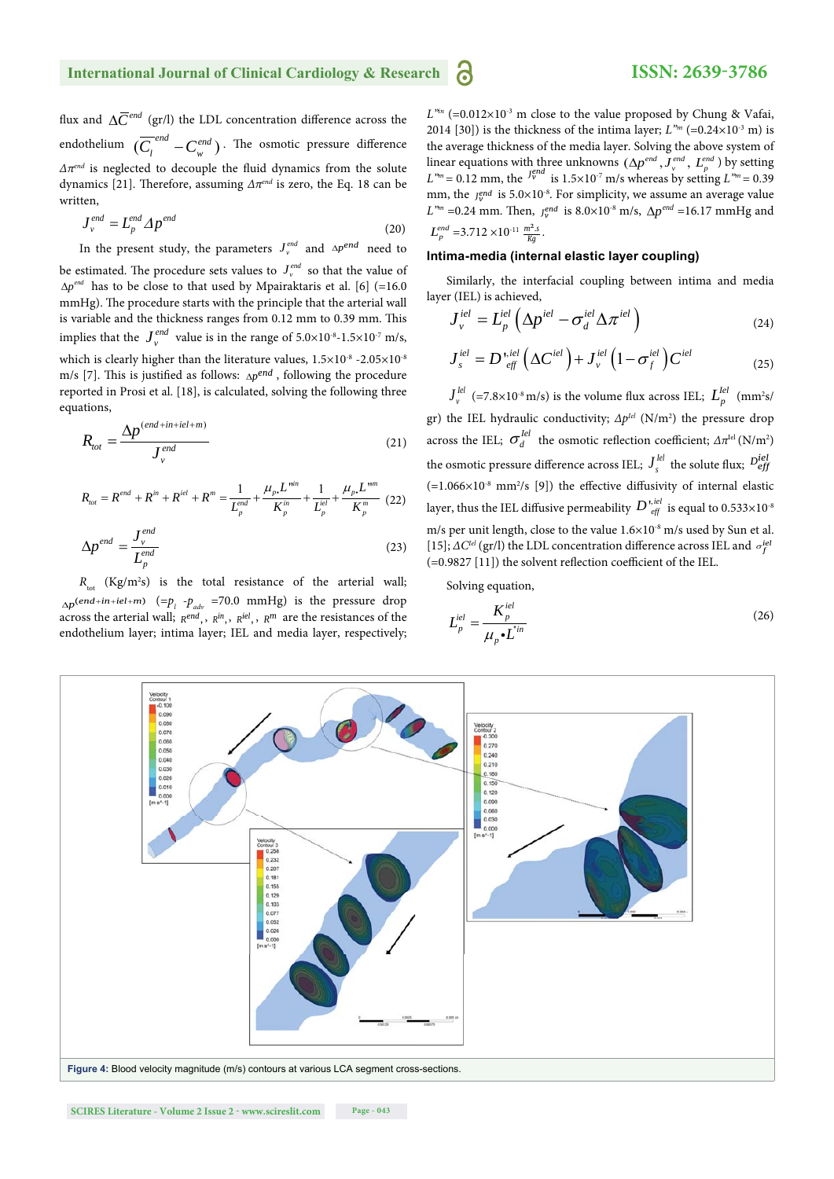flux and $\Delta\overline{C}^{end}$ (gr/l) the LDL concentration difference across the endothelium $(\overline{C_l}^{end} - C_w^{end})$. The osmotic pressure difference $\Delta\pi^{end}$ is neglected to decouple the fluid dynamics from the solute dynamics [21]. Therefore, assuming $\Delta\pi^{end}$ is zero, the Eq. 18 can be written,

$$J_v^{end} = L_p^{end} \Delta p^{end} \tag{20}$$

In the present study, the parameters $J_v^{end}$ and $\Delta p^{end}$ need to be estimated. The procedure sets values to $J_v^{end}$ so that the value of $\Delta p^{end}$ has to be close to that used by Mpairaktaris et al. [6] (=16.0 mmHg). The procedure starts with the principle that the arterial wall is variable and the thickness ranges from 0.12 mm to 0.39 mm. This implies that the $J_v^{end}$ value is in the range of 5.0×10$^{-8}$-1.5×10$^{-7}$ m/s, which is clearly higher than the literature values, 1.5×10$^{-8}$ -2.05×10$^{-8}$ m/s [7]. This is justified as follows: $\Delta p^{end}$, following the procedure reported in Prosi et al. [18], is calculated, solving the following three equations,

$$R_{tot} = \frac{\Delta p^{(end+in+iel+m)}}{J_v^{end}} \tag{21}$$

$$R_{tot} = R^{end} + R^{in} + R^{iel} + R^{m} = \frac{1}{L_p^{end}} + \frac{\mu_p . L^{in}}{K_p^{in}} + \frac{1}{L_p^{iel}} + \frac{\mu_p . L^{m}}{K_p^{m}} \tag{22}$$

$$\Delta p^{end} = \frac{J_v^{end}}{L_p^{end}} \tag{23}$$

$R_{tot}$ (Kg/m$^2$s) is the total resistance of the arterial wall; $\Delta p^{(end+in+iel+m)}$ $(=p_l - p_{adv}$ =70.0 mmHg) is the pressure drop across the arterial wall; $R^{end}$, $R^{in}$, $R^{iel}$, $R^{m}$ are the resistances of the endothelium layer; intima layer; IEL and media layer, respectively; $L^{in}$ (=0.012×10$^{-3}$ m close to the value proposed by Chung & Vafai, 2014 [30]) is the thickness of the intima layer; $L^{m}$ (=0.24×10$^{-3}$ m) is the average thickness of the media layer. Solving the above system of linear equations with three unknowns ($\Delta p^{end}$, $J_v^{end}$, $L_p^{end}$) by setting $L^{m}$= 0.12 mm, the $J_v^{end}$ is 1.5×10$^{-7}$ m/s whereas by setting $L^{m}$= 0.39 mm, the $J_v^{end}$ is 5.0×10$^{-8}$. For simplicity, we assume an average value $L^{m}$ =0.24 mm. Then, $J_v^{end}$ is 8.0×10$^{-8}$ m/s, $\Delta p^{end}$ =16.17 mmHg and $L_p^{end}$ =3.712 ×10$^{-11}$ $\frac{m^2.s}{Kg}$.

### Intima-media (internal elastic layer coupling)

Similarly, the interfacial coupling between intima and media layer (IEL) is achieved,

$$J_v^{iel} = L_p^{iel}\left(\Delta p^{iel} - \sigma_d^{iel}\Delta\pi^{iel}\right) \tag{24}$$

$$J_s^{iel} = D_{eff}^{',iel}\left(\Delta C^{iel}\right) + J_v^{iel}\left(1-\sigma_f^{iel}\right)C^{iel} \tag{25}$$

$J_v^{iel}$ (=7.8×10$^{-8}$ m/s) is the volume flux across IEL; $L_p^{iel}$ (mm$^2$/gr) the IEL hydraulic conductivity; $\Delta p^{iel}$ (N/m$^2$) the pressure drop across the IEL; $\sigma_d^{iel}$ the osmotic reflection coefficient; $\Delta\pi^{iel}$ (N/m$^2$) the osmotic pressure difference across IEL; $J_s^{iel}$ the solute flux; $D_{eff}^{iel}$ (=1.066×10$^{-8}$ mm$^2$/s [9]) the effective diffusivity of internal elastic layer, thus the IEL diffusive permeability $D_{eff}^{',iel}$ is equal to 0.533×10$^{-8}$ m/s per unit length, close to the value 1.6×10$^{-8}$ m/s used by Sun et al. [15]; $\Delta C^{iel}$ (gr/l) the LDL concentration difference across IEL and $\sigma_f^{iel}$ (=0.9827 [11]) the solvent reflection coefficient of the IEL.

Solving equation,

$$L_p^{iel} = \frac{K_p^{iel}}{\mu_p \bullet L^{in}} \tag{26}$$

**Figure 4:** Blood velocity magnitude (m/s) contours at various LCA segment cross-sections.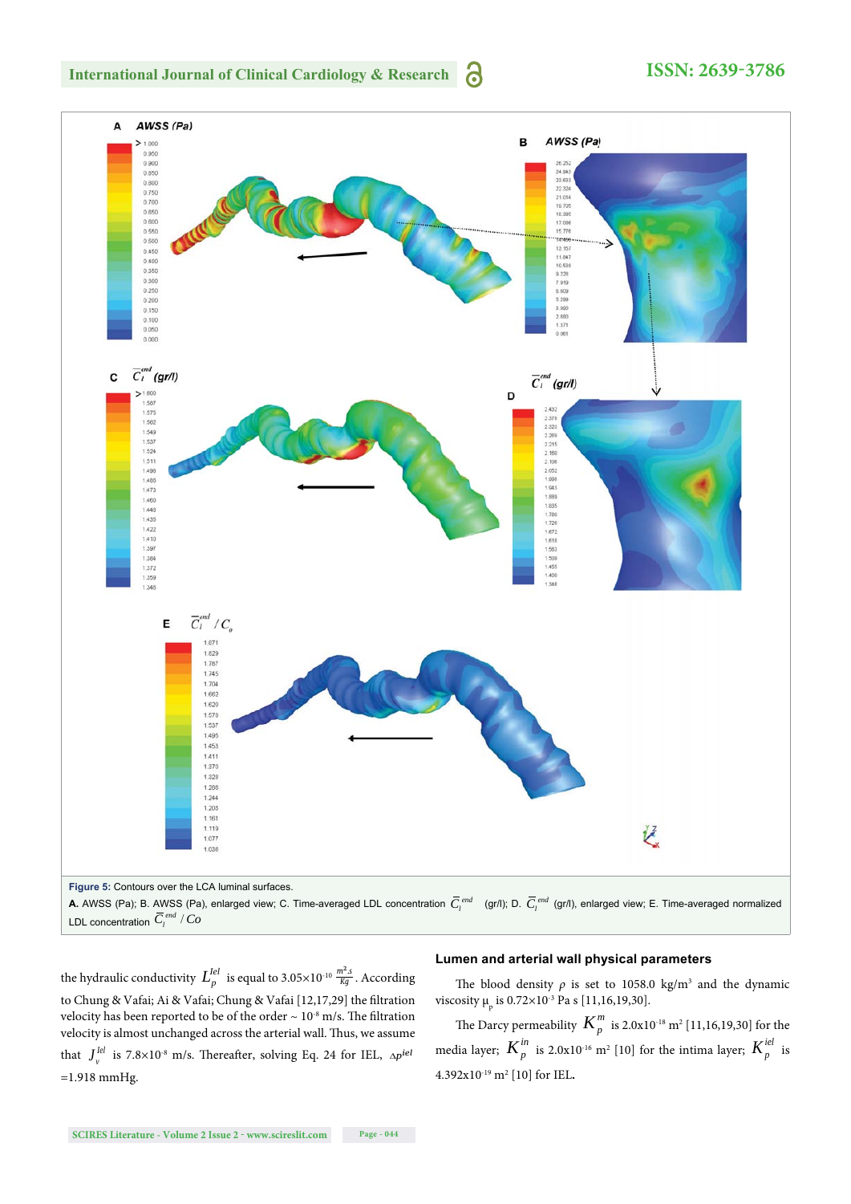**Figure 5:** Contours over the LCA luminal surfaces.

**A.** AWSS (Pa); B. AWSS (Pa), enlarged view; C. Time-averaged LDL concentration $\overline{C}_l^{end}$ (gr/l); D. $\overline{C}_l^{end}$ (gr/l), enlarged view; E. Time-averaged normalized LDL concentration $\overline{C}_l^{end} / Co$

the hydraulic conductivity $L_p^{Iel}$ is equal to $3.05\times10^{-10}\ \frac{m^2.s}{Kg}$. According to Chung & Vafai; Ai & Vafai; Chung & Vafai [12,17,29] the filtration velocity has been reported to be of the order ~ $10^{-8}$ m/s. The filtration velocity is almost unchanged across the arterial wall. Thus, we assume that $J_v^{Iel}$ is $7.8\times10^{-8}$ m/s. Thereafter, solving Eq. 24 for IEL, $\Delta p^{iel}$ =1.918 mmHg.

### Lumen and arterial wall physical parameters

The blood density $\rho$ is set to 1058.0 kg/m$^3$ and the dynamic viscosity $\mu_p$ is $0.72\times10^{-3}$ Pa s [11,16,19,30].

The Darcy permeability $K_p^m$ is $2.0\times10^{-18}$ m$^2$ [11,16,19,30] for the media layer; $K_p^{in}$ is $2.0\times10^{-16}$ m$^2$ [10] for the intima layer; $K_p^{iel}$ is $4.392\times10^{-19}$ m$^2$ [10] for IEL.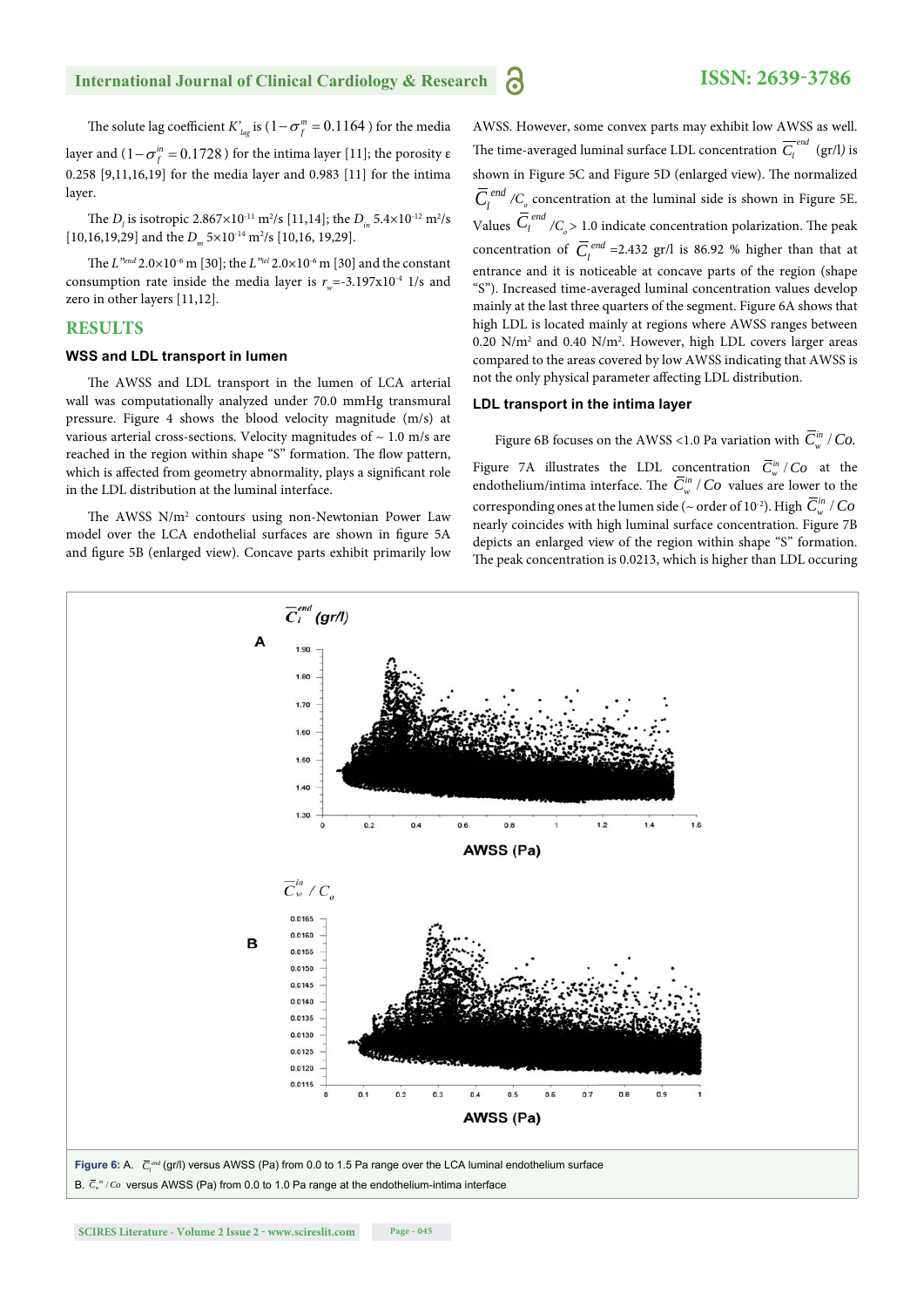The solute lag coefficient $K'_{lag}$ is $(1-\sigma_f^m = 0.1164)$ for the media layer and $(1-\sigma_f^{in} = 0.1728)$ for the intima layer [11]; the porosity ε 0.258 [9,11,16,19] for the media layer and 0.983 [11] for the intima layer.

The $D_l$ is isotropic $2.867\times10^{-11}$ m²/s [11,14]; the $D_{in}$ $5.4\times10^{-12}$ m²/s [10,16,19,29] and the $D_m$ $5\times10^{-14}$ m²/s [10,16, 19,29].

The $L''^{end}$ $2.0\times10^{-6}$ m [30]; the $L''^{iel}$ $2.0\times10^{-6}$ m [30] and the constant consumption rate inside the media layer is $r_w$=-3.197x10$^{-4}$ 1/s and zero in other layers [11,12].

## RESULTS

### WSS and LDL transport in lumen

The AWSS and LDL transport in the lumen of LCA arterial wall was computationally analyzed under 70.0 mmHg transmural pressure. Figure 4 shows the blood velocity magnitude (m/s) at various arterial cross-sections. Velocity magnitudes of ~ 1.0 m/s are reached in the region within shape "S" formation. The flow pattern, which is affected from geometry abnormality, plays a significant role in the LDL distribution at the luminal interface.

The AWSS N/m² contours using non-Newtonian Power Law model over the LCA endothelial surfaces are shown in figure 5A and figure 5B (enlarged view). Concave parts exhibit primarily low AWSS. However, some convex parts may exhibit low AWSS as well. The time-averaged luminal surface LDL concentration $\bar{C}_l^{end}$ (gr/l) is shown in Figure 5C and Figure 5D (enlarged view). The normalized $\bar{C}_l^{end}/C_o$ concentration at the luminal side is shown in Figure 5E. Values $\bar{C}_l^{end}/C_o > 1.0$ indicate concentration polarization. The peak concentration of $\bar{C}_l^{end}$ =2.432 gr/l is 86.92 % higher than that at entrance and it is noticeable at concave parts of the region (shape "S"). Increased time-averaged luminal concentration values develop mainly at the last three quarters of the segment. Figure 6A shows that high LDL is located mainly at regions where AWSS ranges between 0.20 N/m² and 0.40 N/m². However, high LDL covers larger areas compared to the areas covered by low AWSS indicating that AWSS is not the only physical parameter affecting LDL distribution.

### LDL transport in the intima layer

Figure 6B focuses on the AWSS <1.0 Pa variation with $\bar{C}_w^{in}/Co$.

Figure 7A illustrates the LDL concentration $\bar{C}_w^{in}/Co$ at the endothelium/intima interface. The $\bar{C}_w^{in}/Co$ values are lower to the corresponding ones at the lumen side (~ order of $10^{-2}$). High $\bar{C}_w^{in}/Co$ nearly coincides with high luminal surface concentration. Figure 7B depicts an enlarged view of the region within shape "S" formation. The peak concentration is 0.0213, which is higher than LDL occuring

**Figure 6:** A. $\bar{C}_l^{end}$ (gr/l) versus AWSS (Pa) from 0.0 to 1.5 Pa range over the LCA luminal endothelium surface
B. $\bar{C}_w^{in}/Co$ versus AWSS (Pa) from 0.0 to 1.0 Pa range at the endothelium-intima interface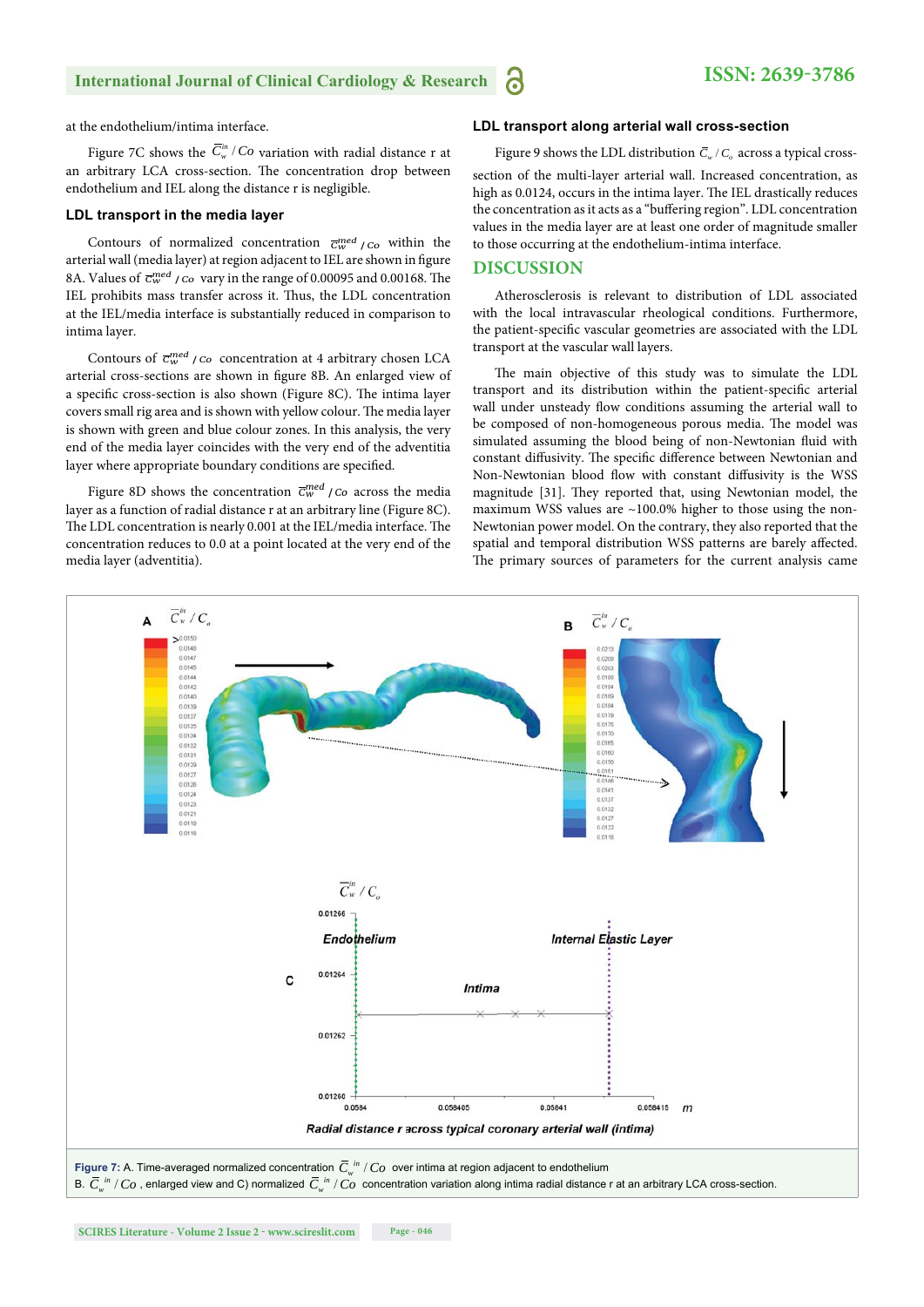at the endothelium/intima interface.

Figure 7C shows the $\bar{C}_w^{in}/Co$ variation with radial distance r at an arbitrary LCA cross-section. The concentration drop between endothelium and IEL along the distance r is negligible.

### LDL transport in the media layer

Contours of normalized concentration $\bar{c}_w^{med}/Co$ within the arterial wall (media layer) at region adjacent to IEL are shown in figure 8A. Values of $\bar{c}_w^{med}/Co$ vary in the range of 0.00095 and 0.00168. The IEL prohibits mass transfer across it. Thus, the LDL concentration at the IEL/media interface is substantially reduced in comparison to intima layer.

Contours of $\bar{c}_w^{med}/Co$ concentration at 4 arbitrary chosen LCA arterial cross-sections are shown in figure 8B. An enlarged view of a specific cross-section is also shown (Figure 8C). The intima layer covers small rig area and is shown with yellow colour. The media layer is shown with green and blue colour zones. In this analysis, the very end of the media layer coincides with the very end of the adventitia layer where appropriate boundary conditions are specified.

Figure 8D shows the concentration $\bar{c}_w^{med}/Co$ across the media layer as a function of radial distance r at an arbitrary line (Figure 8C). The LDL concentration is nearly 0.001 at the IEL/media interface. The concentration reduces to 0.0 at a point located at the very end of the media layer (adventitia).

### LDL transport along arterial wall cross-section

Figure 9 shows the LDL distribution $\bar{C}_w/C_o$ across a typical cross-section of the multi-layer arterial wall. Increased concentration, as high as 0.0124, occurs in the intima layer. The IEL drastically reduces the concentration as it acts as a "buffering region". LDL concentration values in the media layer are at least one order of magnitude smaller to those occurring at the endothelium-intima interface.

## DISCUSSION

Atherosclerosis is relevant to distribution of LDL associated with the local intravascular rheological conditions. Furthermore, the patient-specific vascular geometries are associated with the LDL transport at the vascular wall layers.

The main objective of this study was to simulate the LDL transport and its distribution within the patient-specific arterial wall under unsteady flow conditions assuming the arterial wall to be composed of non-homogeneous porous media. The model was simulated assuming the blood being of non-Newtonian fluid with constant diffusivity. The specific difference between Newtonian and Non-Newtonian blood flow with constant diffusivity is the WSS magnitude [31]. They reported that, using Newtonian model, the maximum WSS values are ~100.0% higher to those using the non-Newtonian power model. On the contrary, they also reported that the spatial and temporal distribution WSS patterns are barely affected. The primary sources of parameters for the current analysis came

**Figure 7:** A. Time-averaged normalized concentration $\bar{C}_w^{in}/Co$ over intima at region adjacent to endothelium
B. $\bar{C}_w^{in}/Co$, enlarged view and C) normalized $\bar{C}_w^{in}/Co$ concentration variation along intima radial distance r at an arbitrary LCA cross-section.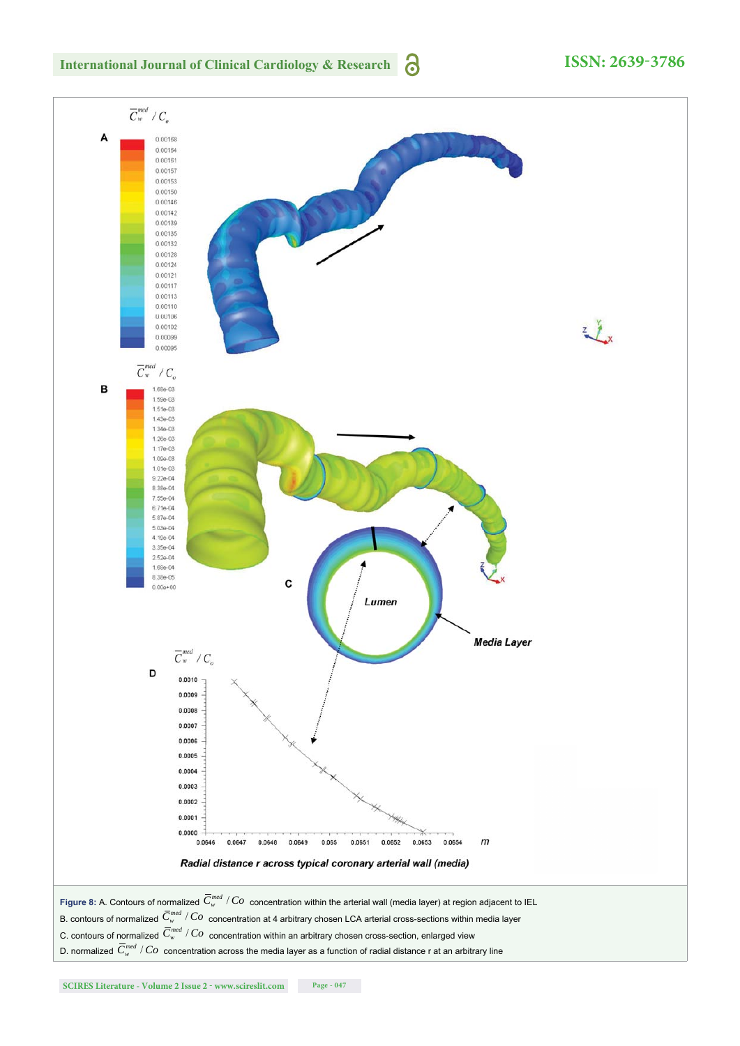**Figure 8:** A. Contours of normalized $\overline{C}_w^{med} / Co$ concentration within the arterial wall (media layer) at region adjacent to IEL
B. contours of normalized $\overline{C}_w^{med} / Co$ concentration at 4 arbitrary chosen LCA arterial cross-sections within media layer
C. contours of normalized $\overline{C}_w^{med} / Co$ concentration within an arbitrary chosen cross-section, enlarged view
D. normalized $\overline{C}_w^{med} / Co$ concentration across the media layer as a function of radial distance r at an arbitrary line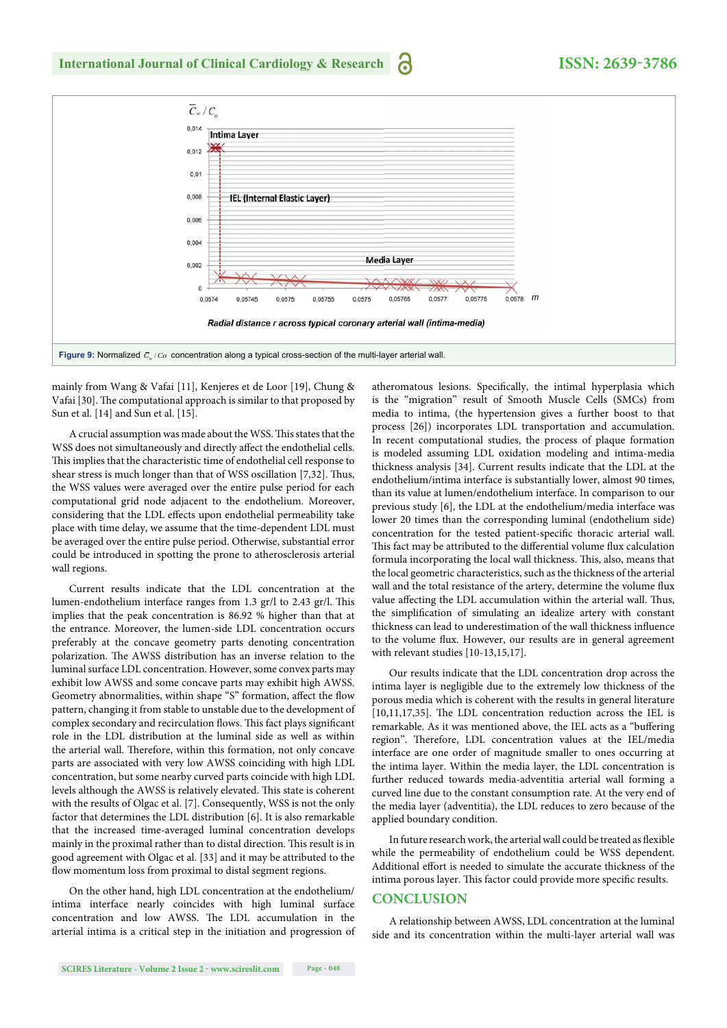Figure 9: Normalized $\bar{C}_w / Co$ concentration along a typical cross-section of the multi-layer arterial wall.

mainly from Wang & Vafai [11], Kenjeres et de Loor [19], Chung & Vafai [30]. The computational approach is similar to that proposed by Sun et al. [14] and Sun et al. [15].

A crucial assumption was made about the WSS. This states that the WSS does not simultaneously and directly affect the endothelial cells. This implies that the characteristic time of endothelial cell response to shear stress is much longer than that of WSS oscillation [7,32]. Thus, the WSS values were averaged over the entire pulse period for each computational grid node adjacent to the endothelium. Moreover, considering that the LDL effects upon endothelial permeability take place with time delay, we assume that the time-dependent LDL must be averaged over the entire pulse period. Otherwise, substantial error could be introduced in spotting the prone to atherosclerosis arterial wall regions.

Current results indicate that the LDL concentration at the lumen-endothelium interface ranges from 1.3 gr/l to 2.43 gr/l. This implies that the peak concentration is 86.92 % higher than that at the entrance. Moreover, the lumen-side LDL concentration occurs preferably at the concave geometry parts denoting concentration polarization. The AWSS distribution has an inverse relation to the luminal surface LDL concentration. However, some convex parts may exhibit low AWSS and some concave parts may exhibit high AWSS. Geometry abnormalities, within shape "S" formation, affect the flow pattern, changing it from stable to unstable due to the development of complex secondary and recirculation flows. This fact plays significant role in the LDL distribution at the luminal side as well as within the arterial wall. Therefore, within this formation, not only concave parts are associated with very low AWSS coinciding with high LDL concentration, but some nearby curved parts coincide with high LDL levels although the AWSS is relatively elevated. This state is coherent with the results of Olgac et al. [7]. Consequently, WSS is not the only factor that determines the LDL distribution [6]. It is also remarkable that the increased time-averaged luminal concentration develops mainly in the proximal rather than to distal direction. This result is in good agreement with Olgac et al. [33] and it may be attributed to the flow momentum loss from proximal to distal segment regions.

On the other hand, high LDL concentration at the endothelium/intima interface nearly coincides with high luminal surface concentration and low AWSS. The LDL accumulation in the arterial intima is a critical step in the initiation and progression of atheromatous lesions. Specifically, the intimal hyperplasia which is the "migration" result of Smooth Muscle Cells (SMCs) from media to intima, (the hypertension gives a further boost to that process [26]) incorporates LDL transportation and accumulation. In recent computational studies, the process of plaque formation is modeled assuming LDL oxidation modeling and intima-media thickness analysis [34]. Current results indicate that the LDL at the endothelium/intima interface was substantially lower, almost 90 times, than its value at lumen/endothelium interface. In comparison to our previous study [6], the LDL at the endothelium/media interface was lower 20 times than the corresponding luminal (endothelium side) concentration for the tested patient-specific thoracic arterial wall. This fact may be attributed to the differential volume flux calculation formula incorporating the local wall thickness. This, also, means that the local geometric characteristics, such as the thickness of the arterial wall and the total resistance of the artery, determine the volume flux value affecting the LDL accumulation within the arterial wall. Thus, the simplification of simulating an idealize artery with constant thickness can lead to underestimation of the wall thickness influence to the volume flux. However, our results are in general agreement with relevant studies [10-13,15,17].

Our results indicate that the LDL concentration drop across the intima layer is negligible due to the extremely low thickness of the porous media which is coherent with the results in general literature [10,11,17,35]. The LDL concentration reduction across the IEL is remarkable. As it was mentioned above, the IEL acts as a "buffering region". Therefore, LDL concentration values at the IEL/media interface are one order of magnitude smaller to ones occurring at the intima layer. Within the media layer, the LDL concentration is further reduced towards media-adventitia arterial wall forming a curved line due to the constant consumption rate. At the very end of the media layer (adventitia), the LDL reduces to zero because of the applied boundary condition.

In future research work, the arterial wall could be treated as flexible while the permeability of endothelium could be WSS dependent. Additional effort is needed to simulate the accurate thickness of the intima porous layer. This factor could provide more specific results.

## CONCLUSION

A relationship between AWSS, LDL concentration at the luminal side and its concentration within the multi-layer arterial wall was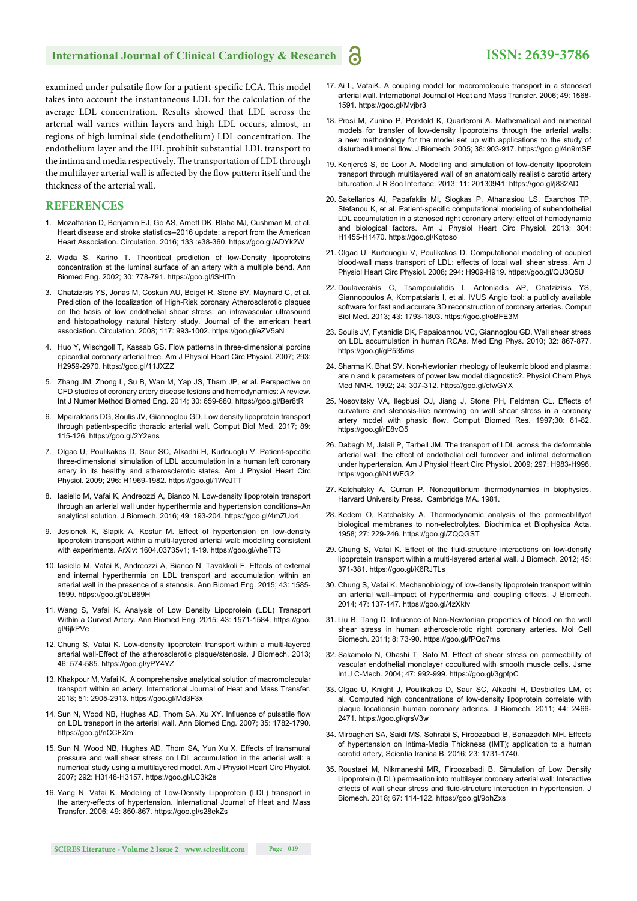examined under pulsatile flow for a patient-specific LCA. This model takes into account the instantaneous LDL for the calculation of the average LDL concentration. Results showed that LDL across the arterial wall varies within layers and high LDL occurs, almost, in regions of high luminal side (endothelium) LDL concentration. The endothelium layer and the IEL prohibit substantial LDL transport to the intima and media respectively. The transportation of LDL through the multilayer arterial wall is affected by the flow pattern itself and the thickness of the arterial wall.

## REFERENCES

1. Mozaffarian D, Benjamin EJ, Go AS, Arnett DK, Blaha MJ, Cushman M, et al. Heart disease and stroke statistics--2016 update: a report from the American Heart Association. Circulation. 2016; 133 :e38-360. https://goo.gl/ADYk2W
2. Wada S, Karino T. Theoritical prediction of low-Density lipoproteins concentration at the luminal surface of an artery with a multiple bend. Ann Biomed Eng. 2002; 30: 778-791. https://goo.gl/iSHtTn
3. Chatzizisis YS, Jonas M, Coskun AU, Beigel R, Stone BV, Maynard C, et al. Prediction of the localization of High-Risk coronary Atherosclerotic plaques on the basis of low endothelial shear stress: an intravascular ultrasound and histopathology natural history study. Journal of the american heart association. Circulation. 2008; 117: 993-1002. https://goo.gl/eZV5aN
4. Huo Y, Wischgoll T, Kassab GS. Flow patterns in three-dimensional porcine epicardial coronary arterial tree. Am J Physiol Heart Circ Physiol. 2007; 293: H2959-2970. https://goo.gl/11JXZZ
5. Zhang JM, Zhong L, Su B, Wan M, Yap JS, Tham JP, et al. Perspective on CFD studies of coronary artery disease lesions and hemodynamics: A review. Int J Numer Method Biomed Eng. 2014; 30: 659-680. https://goo.gl/Ber8tR
6. Mpairaktaris DG, Soulis JV, Giannoglou GD. Low density lipoprotein transport through patient-specific thoracic arterial wall. Comput Biol Med. 2017; 89: 115-126. https://goo.gl/2Y2ens
7. Olgac U, Poulikakos D, Saur SC, Alkadhi H, Kurtcuoglu V. Patient-specific three-dimensional simulation of LDL accumulation in a human left coronary artery in its healthy and atherosclerotic states. Am J Physiol Heart Circ Physiol. 2009; 296: H1969-1982. https://goo.gl/1WeJTT
8. Iasiello M, Vafai K, Andreozzi A, Bianco N. Low-density lipoprotein transport through an arterial wall under hyperthermia and hypertension conditions–An analytical solution. J Biomech. 2016; 49: 193-204. https://goo.gl/4mZUo4
9. Jesionek K, Slapik A, Kostur M. Effect of hypertension on low-density lipoprotein transport within a multi-layered arterial wall: modelling consistent with experiments. ArXiv: 1604.03735v1; 1-19. https://goo.gl/vheTT3
10. Iasiello M, Vafai K, Andreozzi A, Bianco N, Tavakkoli F. Effects of external and internal hyperthermia on LDL transport and accumulation within an arterial wall in the presence of a stenosis. Ann Biomed Eng. 2015; 43: 1585-1599. https://goo.gl/bLB69H
11. Wang S, Vafai K. Analysis of Low Density Lipoprotein (LDL) Transport Within a Curved Artery. Ann Biomed Eng. 2015; 43: 1571-1584. https://goo.gl/6jkPVe
12. Chung S, Vafai K. Low-density lipoprotein transport within a multi-layered arterial wall-Effect of the atherosclerotic plaque/stenosis. J Biomech. 2013; 46: 574-585. https://goo.gl/yPY4YZ
13. Khakpour M, Vafai K. A comprehensive analytical solution of macromolecular transport within an artery. International Journal of Heat and Mass Transfer. 2018; 51: 2905-2913. https://goo.gl/Md3F3x
14. Sun N, Wood NB, Hughes AD, Thom SA, Xu XY. Influence of pulsatile flow on LDL transport in the arterial wall. Ann Biomed Eng. 2007; 35: 1782-1790. https://goo.gl/nCCFXm
15. Sun N, Wood NB, Hughes AD, Thom SA, Yun Xu X. Effects of transmural pressure and wall shear stress on LDL accumulation in the arterial wall: a numerical study using a multilayered model. Am J Physiol Heart Circ Physiol. 2007; 292: H3148-H3157. https://goo.gl/LC3k2s
16. Yang N, Vafai K. Modeling of Low-Density Lipoprotein (LDL) transport in the artery-effects of hypertension. International Journal of Heat and Mass Transfer. 2006; 49: 850-867. https://goo.gl/s28ekZs
17. Ai L, VafaiK. A coupling model for macromolecule transport in a stenosed arterial wall. International Journal of Heat and Mass Transfer. 2006; 49: 1568-1591. https://goo.gl/Mvjbr3
18. Prosi M, Zunino P, Perktold K, Quarteroni A. Mathematical and numerical models for transfer of low-density lipoproteins through the arterial walls: a new methodology for the model set up with applications to the study of disturbed lumenal flow. J Biomech. 2005; 38: 903-917. https://goo.gl/4n9mSF
19. Kenjereš S, de Loor A. Modelling and simulation of low-density lipoprotein transport through multilayered wall of an anatomically realistic carotid artery bifurcation. J R Soc Interface. 2013; 11: 20130941. https://goo.gl/j832AD
20. Sakellarios AI, Papafaklis MI, Siogkas P, Athanasiou LS, Exarchos TP, Stefanou K, et al. Patient-specific computational modeling of subendothelial LDL accumulation in a stenosed right coronary artery: effect of hemodynamic and biological factors. Am J Physiol Heart Circ Physiol. 2013; 304: H1455-H1470. https://goo.gl/Kqtoso
21. Olgac U, Kurtcuoglu V, Poulikakos D. Computational modeling of coupled blood-wall mass transport of LDL: effects of local wall shear stress. Am J Physiol Heart Circ Physiol. 2008; 294: H909-H919. https://goo.gl/QU3Q5U
22. Doulaverakis C, Tsampoulatidis I, Antoniadis AP, Chatzizisis YS, Giannopoulos A, Kompatsiaris I, et al. IVUS Angio tool: a publicly available software for fast and accurate 3D reconstruction of coronary arteries. Comput Biol Med. 2013; 43: 1793-1803. https://goo.gl/oBFE3M
23. Soulis JV, Fytanidis DK, Papaioannou VC, Giannoglou GD. Wall shear stress on LDL accumulation in human RCAs. Med Eng Phys. 2010; 32: 867-877. https://goo.gl/gP535ms
24. Sharma K, Bhat SV. Non-Newtonian rheology of leukemic blood and plasma: are n and k parameters of power law model diagnostic?. Physiol Chem Phys Med NMR. 1992; 24: 307-312. https://goo.gl/cfwGYX
25. Nosovitsky VA, Ilegbusi OJ, Jiang J, Stone PH, Feldman CL. Effects of curvature and stenosis-like narrowing on wall shear stress in a coronary artery model with phasic flow. Comput Biomed Res. 1997;30: 61-82. https://goo.gl/rE8vQ5
26. Dabagh M, Jalali P, Tarbell JM. The transport of LDL across the deformable arterial wall: the effect of endothelial cell turnover and intimal deformation under hypertension. Am J Physiol Heart Circ Physiol. 2009; 297: H983-H996. https://goo.gl/N1WFG2
27. Katchalsky A, Curran P. Nonequilibrium thermodynamics in biophysics. Harvard University Press. Cambridge MA. 1981.
28. Kedem O, Katchalsky A. Thermodynamic analysis of the permeabilityof biological membranes to non-electrolytes. Biochimica et Biophysica Acta. 1958; 27: 229-246. https://goo.gl/ZQQGST
29. Chung S, Vafai K. Effect of the fluid-structure interactions on low-density lipoprotein transport within a multi-layered arterial wall. J Biomech. 2012; 45: 371-381. https://goo.gl/K6RJTLs
30. Chung S, Vafai K. Mechanobiology of low-density lipoprotein transport within an arterial wall--impact of hyperthermia and coupling effects. J Biomech. 2014; 47: 137-147. https://goo.gl/4zXktv
31. Liu B, Tang D. Influence of Non-Newtonian properties of blood on the wall shear stress in human atherosclerotic right coronary arteries. Mol Cell Biomech. 2011; 8: 73-90. https://goo.gl/fPQq7ms
32. Sakamoto N, Ohashi T, Sato M. Effect of shear stress on permeability of vascular endothelial monolayer cocultured with smooth muscle cells. Jsme Int J C-Mech. 2004; 47: 992-999. https://goo.gl/3gpfpC
33. Olgac U, Knight J, Poulikakos D, Saur SC, Alkadhi H, Desbiolles LM, et al. Computed high concentrations of low-density lipoprotein correlate with plaque locationsin human coronary arteries. J Biomech. 2011; 44: 2466-2471. https://goo.gl/qrsV3w
34. Mirbagheri SA, Saidi MS, Sohrabi S, Firoozabadi B, Banazadeh MH. Effects of hypertension on Intima-Media Thickness (IMT); application to a human carotid artery, Scientia Iranica B. 2016; 23: 1731-1740.
35. Roustaei M, Nikmaneshi MR, Firoozabadi B. Simulation of Low Density Lipoprotein (LDL) permeation into multilayer coronary arterial wall: Interactive effects of wall shear stress and fluid-structure interaction in hypertension. J Biomech. 2018; 67: 114-122. https://goo.gl/9ohZxs